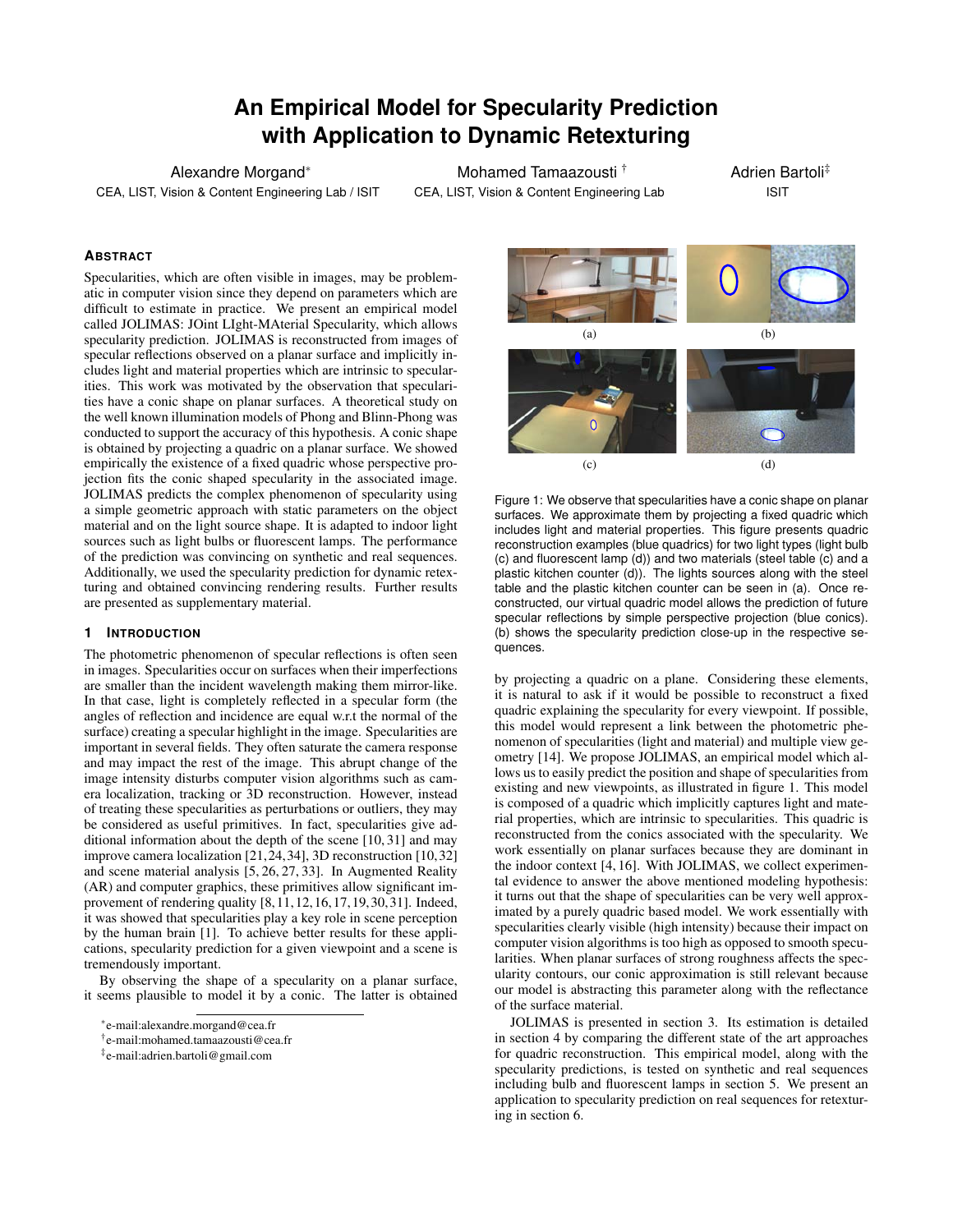# An Empirical Model for Specularity Prediction with Application to Dynamic Retexturing

Alexandre Morgand*
CEA, LIST, Vision & Content Engineering Lab / ISIT

Mohamed Tamaazousti †
CEA, LIST, Vision & Content Engineering Lab

Adrien Bartoli‡
ISIT

## Abstract

Specularities, which are often visible in images, may be problematic in computer vision since they depend on parameters which are difficult to estimate in practice. We present an empirical model called JOLIMAS: JOint LIght-MAterial Specularity, which allows specularity prediction. JOLIMAS is reconstructed from images of specular reflections observed on a planar surface and implicitly includes light and material properties which are intrinsic to specularities. This work was motivated by the observation that specularities have a conic shape on planar surfaces. A theoretical study on the well known illumination models of Phong and Blinn-Phong was conducted to support the accuracy of this hypothesis. A conic shape is obtained by projecting a quadric on a planar surface. We showed empirically the existence of a fixed quadric whose perspective projection fits the conic shaped specularity in the associated image. JOLIMAS predicts the complex phenomenon of specularity using a simple geometric approach with static parameters on the object material and on the light source shape. It is adapted to indoor light sources such as light bulbs or fluorescent lamps. The performance of the prediction was convincing on synthetic and real sequences. Additionally, we used the specularity prediction for dynamic retexturing and obtained convincing rendering results. Further results are presented as supplementary material.

## 1 Introduction

The photometric phenomenon of specular reflections is often seen in images. Specularities occur on surfaces when their imperfections are smaller than the incident wavelength making them mirror-like. In that case, light is completely reflected in a specular form (the angles of reflection and incidence are equal w.r.t the normal of the surface) creating a specular highlight in the image. Specularities are important in several fields. They often saturate the camera response and may impact the rest of the image. This abrupt change of the image intensity disturbs computer vision algorithms such as camera localization, tracking or 3D reconstruction. However, instead of treating these specularities as perturbations or outliers, they may be considered as useful primitives. In fact, specularities give additional information about the depth of the scene [10, 31] and may improve camera localization [21, 24, 34], 3D reconstruction [10, 32] and scene material analysis [5, 26, 27, 33]. In Augmented Reality (AR) and computer graphics, these primitives allow significant improvement of rendering quality [8, 11, 12, 16, 17, 19, 30, 31]. Indeed, it was showed that specularities play a key role in scene perception by the human brain [1]. To achieve better results for these applications, specularity prediction for a given viewpoint and a scene is tremendously important.

By observing the shape of a specularity on a planar surface, it seems plausible to model it by a conic. The latter is obtained by projecting a quadric on a plane. Considering these elements, it is natural to ask if it would be possible to reconstruct a fixed quadric explaining the specularity for every viewpoint. If possible, this model would represent a link between the photometric phenomenon of specularities (light and material) and multiple view geometry [14]. We propose JOLIMAS, an empirical model which allows us to easily predict the position and shape of specularities from existing and new viewpoints, as illustrated in figure 1. This model is composed of a quadric which implicitly captures light and material properties, which are intrinsic to specularities. This quadric is reconstructed from the conics associated with the specularity. We work essentially on planar surfaces because they are dominant in the indoor context [4, 16]. With JOLIMAS, we collect experimental evidence to answer the above mentioned modeling hypothesis: it turns out that the shape of specularities can be very well approximated by a purely quadric based model. We work essentially with specularities clearly visible (high intensity) because their impact on computer vision algorithms is too high as opposed to smooth specularities. When planar surfaces of strong roughness affects the specularity contours, our conic approximation is still relevant because our model is abstracting this parameter along with the reflectance of the surface material.

JOLIMAS is presented in section 3. Its estimation is detailed in section 4 by comparing the different state of the art approaches for quadric reconstruction. This empirical model, along with the specularity predictions, is tested on synthetic and real sequences including bulb and fluorescent lamps in section 5. We present an application to specularity prediction on real sequences for retexturing in section 6.

(a)

(b)

(c)

(d)

Figure 1: We observe that specularities have a conic shape on planar surfaces. We approximate them by projecting a fixed quadric which includes light and material properties. This figure presents quadric reconstruction examples (blue quadrics) for two light types (light bulb (c) and fluorescent lamp (d)) and two materials (steel table (c) and a plastic kitchen counter (d)). The lights sources along with the steel table and the plastic kitchen counter can be seen in (a). Once reconstructed, our virtual quadric model allows the prediction of future specular reflections by simple perspective projection (blue conics). (b) shows the specularity prediction close-up in the respective sequences.

*e-mail:alexandre.morgand@cea.fr
†e-mail:mohamed.tamaazousti@cea.fr
‡e-mail:adrien.bartoli@gmail.com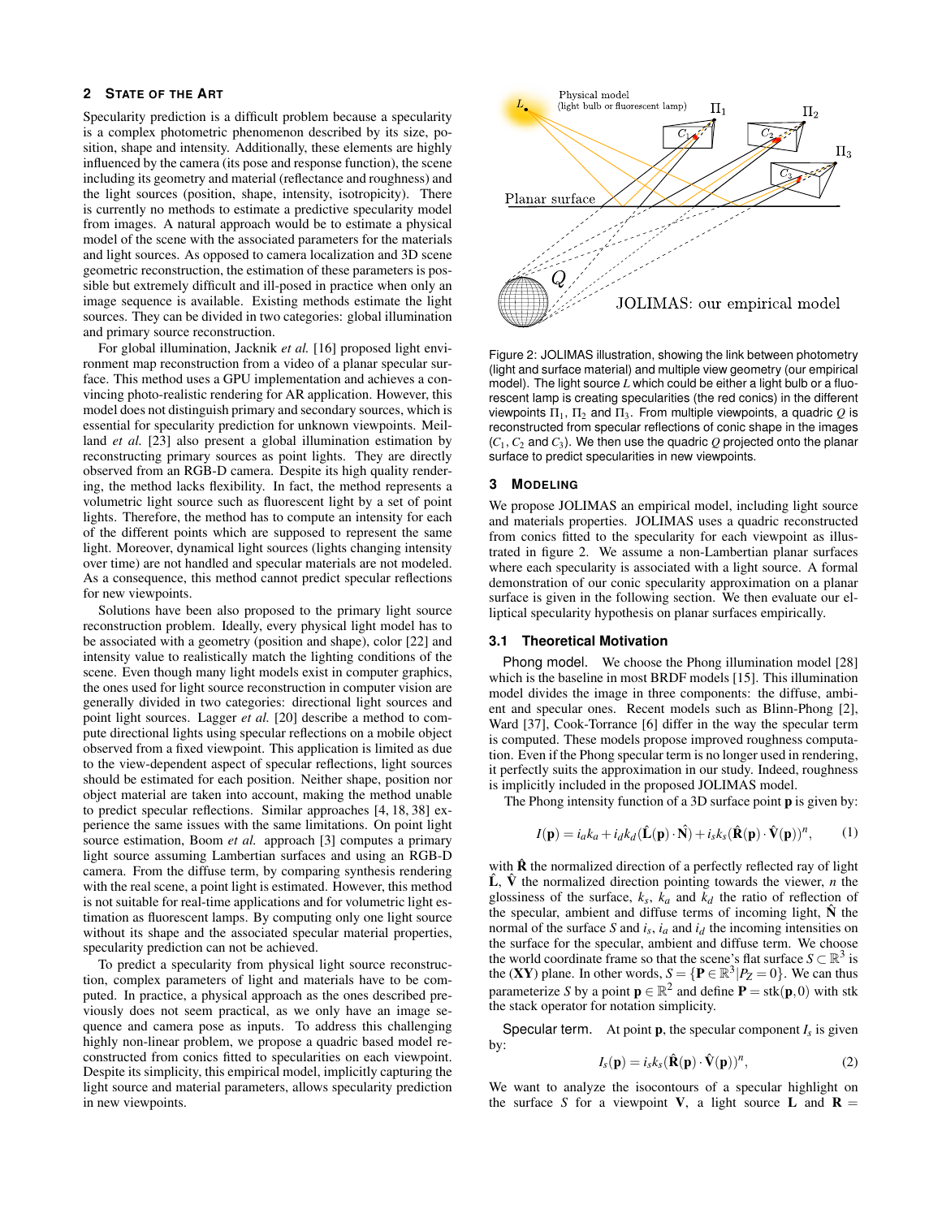## 2 STATE OF THE ART

Specularity prediction is a difficult problem because a specularity is a complex photometric phenomenon described by its size, position, shape and intensity. Additionally, these elements are highly influenced by the camera (its pose and response function), the scene including its geometry and material (reflectance and roughness) and the light sources (position, shape, intensity, isotropicity). There is currently no methods to estimate a predictive specularity model from images. A natural approach would be to estimate a physical model of the scene with the associated parameters for the materials and light sources. As opposed to camera localization and 3D scene geometric reconstruction, the estimation of these parameters is possible but extremely difficult and ill-posed in practice when only an image sequence is available. Existing methods estimate the light sources. They can be divided in two categories: global illumination and primary source reconstruction.

For global illumination, Jacknik *et al.* [16] proposed light environment map reconstruction from a video of a planar specular surface. This method uses a GPU implementation and achieves a convincing photo-realistic rendering for AR application. However, this model does not distinguish primary and secondary sources, which is essential for specularity prediction for unknown viewpoints. Meilland *et al.* [23] also present a global illumination estimation by reconstructing primary sources as point lights. They are directly observed from an RGB-D camera. Despite its high quality rendering, the method lacks flexibility. In fact, the method represents a volumetric light source such as fluorescent light by a set of point lights. Therefore, the method has to compute an intensity for each of the different points which are supposed to represent the same light. Moreover, dynamical light sources (lights changing intensity over time) are not handled and specular materials are not modeled. As a consequence, this method cannot predict specular reflections for new viewpoints.

Solutions have been also proposed to the primary light source reconstruction problem. Ideally, every physical light model has to be associated with a geometry (position and shape), color [22] and intensity value to realistically match the lighting conditions of the scene. Even though many light models exist in computer graphics, the ones used for light source reconstruction in computer vision are generally divided in two categories: directional light sources and point light sources. Lagger *et al.* [20] describe a method to compute directional lights using specular reflections on a mobile object observed from a fixed viewpoint. This application is limited as due to the view-dependent aspect of specular reflections, light sources should be estimated for each position. Neither shape, position nor object material are taken into account, making the method unable to predict specular reflections. Similar approaches [4, 18, 38] experience the same issues with the same limitations. On point light source estimation, Boom *et al.* approach [3] computes a primary light source assuming Lambertian surfaces and using an RGB-D camera. From the diffuse term, by comparing synthesis rendering with the real scene, a point light is estimated. However, this method is not suitable for real-time applications and for volumetric light estimation as fluorescent lamps. By computing only one light source without its shape and the associated specular material properties, specularity prediction can not be achieved.

To predict a specularity from physical light source reconstruction, complex parameters of light and materials have to be computed. In practice, a physical approach as the ones described previously does not seem practical, as we only have an image sequence and camera pose as inputs. To address this challenging highly non-linear problem, we propose a quadric based model reconstructed from conics fitted to specularities on each viewpoint. Despite its simplicity, this empirical model, implicitly capturing the light source and material parameters, allows specularity prediction in new viewpoints.

Figure 2: JOLIMAS illustration, showing the link between photometry (light and surface material) and multiple view geometry (our empirical model). The light source $L$ which could be either a light bulb or a fluorescent lamp is creating specularities (the red conics) in the different viewpoints $\Pi_1$, $\Pi_2$ and $\Pi_3$. From multiple viewpoints, a quadric $Q$ is reconstructed from specular reflections of conic shape in the images ($C_1$, $C_2$ and $C_3$). We then use the quadric $Q$ projected onto the planar surface to predict specularities in new viewpoints.

## 3 MODELING

We propose JOLIMAS an empirical model, including light source and materials properties. JOLIMAS uses a quadric reconstructed from conics fitted to the specularity for each viewpoint as illustrated in figure 2. We assume a non-Lambertian planar surfaces where each specularity is associated with a light source. A formal demonstration of our conic specularity approximation on a planar surface is given in the following section. We then evaluate our elliptical specularity hypothesis on planar surfaces empirically.

### 3.1 Theoretical Motivation

**Phong model.** We choose the Phong illumination model [28] which is the baseline in most BRDF models [15]. This illumination model divides the image in three components: the diffuse, ambient and specular ones. Recent models such as Blinn-Phong [2], Ward [37], Cook-Torrance [6] differ in the way the specular term is computed. These models propose improved roughness computation. Even if the Phong specular term is no longer used in rendering, it perfectly suits the approximation in our study. Indeed, roughness is implicitly included in the proposed JOLIMAS model.

The Phong intensity function of a 3D surface point $\mathbf{p}$ is given by:

$$I(\mathbf{p}) = i_a k_a + i_d k_d (\hat{\mathbf{L}}(\mathbf{p}) \cdot \hat{\mathbf{N}}) + i_s k_s (\hat{\mathbf{R}}(\mathbf{p}) \cdot \hat{\mathbf{V}}(\mathbf{p}))^n, \quad (1)$$

with $\hat{\mathbf{R}}$ the normalized direction of a perfectly reflected ray of light $\hat{\mathbf{L}}$, $\hat{\mathbf{V}}$ the normalized direction pointing towards the viewer, $n$ the glossiness of the surface, $k_s$, $k_a$ and $k_d$ the ratio of reflection of the specular, ambient and diffuse terms of incoming light, $\hat{\mathbf{N}}$ the normal of the surface $S$ and $i_s$, $i_a$ and $i_d$ the incoming intensities on the surface for the specular, ambient and diffuse term. We choose the world coordinate frame so that the scene's flat surface $S \subset \mathbb{R}^3$ is the $(\mathbf{XY})$ plane. In other words, $S = \{\mathbf{P} \in \mathbb{R}^3 | P_Z = 0\}$. We can thus parameterize $S$ by a point $\mathbf{p} \in \mathbb{R}^2$ and define $\mathbf{P} = \text{stk}(\mathbf{p}, 0)$ with stk the stack operator for notation simplicity.

**Specular term.** At point $\mathbf{p}$, the specular component $I_s$ is given by:

$$I_s(\mathbf{p}) = i_s k_s (\hat{\mathbf{R}}(\mathbf{p}) \cdot \hat{\mathbf{V}}(\mathbf{p}))^n, \quad (2)$$

We want to analyze the isocontours of a specular highlight on the surface $S$ for a viewpoint $\mathbf{V}$, a light source $\mathbf{L}$ and $\mathbf{R} =$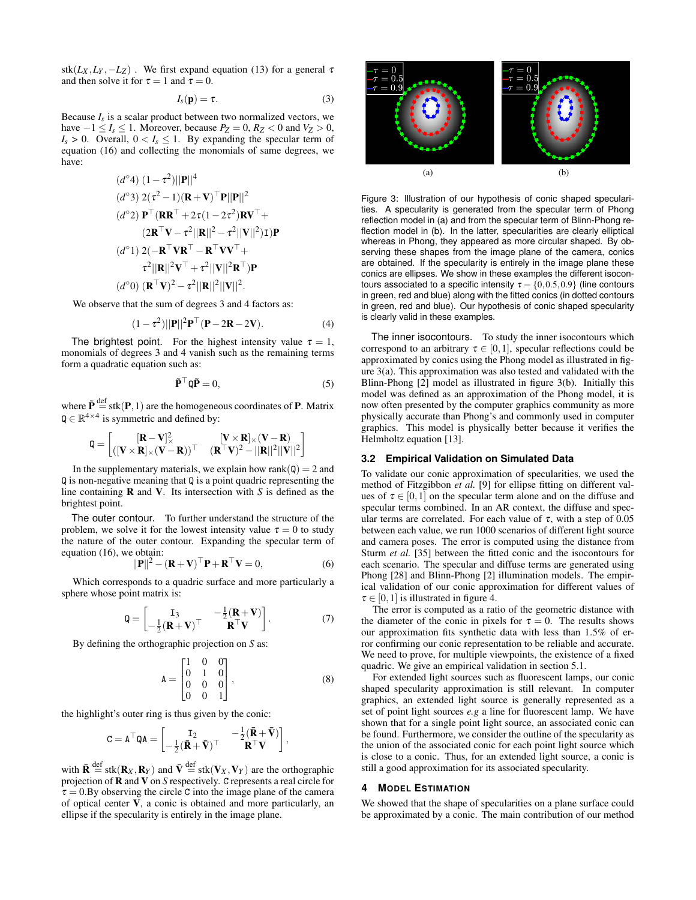$\text{stk}(L_X, L_Y, -L_Z)$ . We first expand equation (13) for a general $\tau$ and then solve it for $\tau = 1$ and $\tau = 0$.

$$I_s(\mathbf{p}) = \tau. \tag{3}$$

Because $I_s$ is a scalar product between two normalized vectors, we have $-1 \leq I_s \leq 1$. Moreover, because $P_Z = 0$, $R_Z < 0$ and $V_Z > 0$, $I_s > 0$. Overall, $0 < I_s \leq 1$. By expanding the specular term of equation (16) and collecting the monomials of same degrees, we have:

$$
\begin{aligned}
&(d^\circ 4)\ (1-\tau^2)||\mathbf{P}||^4 \\
&(d^\circ 3)\ 2(\tau^2-1)(\mathbf{R}+\mathbf{V})^\top\mathbf{P}||\mathbf{P}||^2 \\
&(d^\circ 2)\ \mathbf{P}^\top(\mathbf{R}\mathbf{R}^\top + 2\tau(1-2\tau^2)\mathbf{R}\mathbf{V}^\top + \\
&\qquad (2\mathbf{R}^\top\mathbf{V} - \tau^2||\mathbf{R}||^2 - \tau^2||\mathbf{V}||^2)\mathtt{I})\mathbf{P} \\
&(d^\circ 1)\ 2(-\mathbf{R}^\top\mathbf{V}\mathbf{R}^\top - \mathbf{R}^\top\mathbf{V}\mathbf{V}^\top + \\
&\qquad \tau^2||\mathbf{R}||^2\mathbf{V}^\top + \tau^2||\mathbf{V}||^2\mathbf{R}^\top)\mathbf{P} \\
&(d^\circ 0)\ (\mathbf{R}^\top\mathbf{V})^2 - \tau^2||\mathbf{R}||^2||\mathbf{V}||^2.
\end{aligned}
$$

We observe that the sum of degrees 3 and 4 factors as:

$$(1-\tau^2)||\mathbf{P}||^2\mathbf{P}^\top(\mathbf{P} - 2\mathbf{R} - 2\mathbf{V}). \tag{4}$$

**The brightest point.** For the highest intensity value $\tau = 1$, monomials of degrees 3 and 4 vanish such as the remaining terms form a quadratic equation such as:

$$\tilde{\mathbf{P}}^\top\mathtt{Q}\tilde{\mathbf{P}} = 0, \tag{5}$$

where $\tilde{\mathbf{P}} \stackrel{\text{def}}{=} \text{stk}(\mathbf{P}, 1)$ are the homogeneous coordinates of $\mathbf{P}$. Matrix $\mathtt{Q} \in \mathbb{R}^{4\times4}$ is symmetric and defined by:

$$\mathtt{Q} = \begin{bmatrix} [\mathbf{R}-\mathbf{V}]_\times^2 & [\mathbf{V}\times\mathbf{R}]_\times(\mathbf{V}-\mathbf{R}) \\ ([\mathbf{V}\times\mathbf{R}]_\times(\mathbf{V}-\mathbf{R}))^\top & (\mathbf{R}^\top\mathbf{V})^2 - ||\mathbf{R}||^2||\mathbf{V}||^2 \end{bmatrix}$$

In the supplementary materials, we explain how $\text{rank}(\mathtt{Q}) = 2$ and $\mathtt{Q}$ is non-negative meaning that $\mathtt{Q}$ is a point quadric representing the line containing $\mathbf{R}$ and $\mathbf{V}$. Its intersection with $S$ is defined as the brightest point.

**The outer contour.** To further understand the structure of the problem, we solve it for the lowest intensity value $\tau = 0$ to study the nature of the outer contour. Expanding the specular term of equation (16), we obtain:

$$\|\mathbf{P}\|^2 - (\mathbf{R}+\mathbf{V})^\top\mathbf{P} + \mathbf{R}^\top\mathbf{V} = 0, \tag{6}$$

Which corresponds to a quadric surface and more particularly a sphere whose point matrix is:

$$\mathtt{Q} = \begin{bmatrix} \mathtt{I}_3 & -\frac{1}{2}(\mathbf{R}+\mathbf{V}) \\ -\frac{1}{2}(\mathbf{R}+\mathbf{V})^\top & \mathbf{R}^\top\mathbf{V} \end{bmatrix}. \tag{7}$$

By defining the orthographic projection on $S$ as:

$$\mathtt{A} = \begin{bmatrix} 1 & 0 & 0 \\ 0 & 1 & 0 \\ 0 & 0 & 0 \\ 0 & 0 & 1 \end{bmatrix}, \tag{8}$$

the highlight's outer ring is thus given by the conic:

$$\mathtt{C} = \mathtt{A}^\top\mathtt{Q}\mathtt{A} = \begin{bmatrix} \mathtt{I}_2 & -\frac{1}{2}(\bar{\mathbf{R}}+\bar{\mathbf{V}}) \\ -\frac{1}{2}(\bar{\mathbf{R}}+\bar{\mathbf{V}})^\top & \mathbf{R}^\top\mathbf{V} \end{bmatrix},$$

with $\bar{\mathbf{R}} \stackrel{\text{def}}{=} \text{stk}(\mathbf{R}_X, \mathbf{R}_Y)$ and $\bar{\mathbf{V}} \stackrel{\text{def}}{=} \text{stk}(\mathbf{V}_X, \mathbf{V}_Y)$ are the orthographic projection of $\mathbf{R}$ and $\mathbf{V}$ on $S$ respectively. $\mathtt{C}$ represents a real circle for $\tau = 0$.By observing the circle $\mathtt{C}$ into the image plane of the camera of optical center $\mathbf{V}$, a conic is obtained and more particularly, an ellipse if the specularity is entirely in the image plane.

Figure 3: Illustration of our hypothesis of conic shaped specularities. A specularity is generated from the specular term of Phong reflection model in (a) and from the specular term of Blinn-Phong reflection model in (b). In the latter, specularities are clearly elliptical whereas in Phong, they appeared as more circular shaped. By observing these shapes from the image plane of the camera, conics are obtained. If the specularity is entirely in the image plane these conics are ellipses. We show in these examples the different isocontours associated to a specific intensity $\tau = \{0, 0.5, 0.9\}$ (line contours in green, red and blue) along with the fitted conics (in dotted contours in green, red and blue). Our hypothesis of conic shaped specularity is clearly valid in these examples.

**The inner isocontours.** To study the inner isocontours which correspond to an arbitrary $\tau \in [0,1]$, specular reflections could be approximated by conics using the Phong model as illustrated in figure 3(a). This approximation was also tested and validated with the Blinn-Phong [2] model as illustrated in figure 3(b). Initially this model was defined as an approximation of the Phong model, it is now often presented by the computer graphics community as more physically accurate than Phong's and commonly used in computer graphics. This model is physically better because it verifies the Helmholtz equation [13].

### 3.2 Empirical Validation on Simulated Data

To validate our conic approximation of specularities, we used the method of Fitzgibbon *et al.* [9] for ellipse fitting on different values of $\tau \in [0,1]$ on the specular term alone and on the diffuse and specular terms combined. In an AR context, the diffuse and specular terms are correlated. For each value of $\tau$, with a step of 0.05 between each value, we run 1000 scenarios of different light source and camera poses. The error is computed using the distance from Sturm *et al.* [35] between the fitted conic and the isocontours for each scenario. The specular and diffuse terms are generated using Phong [28] and Blinn-Phong [2] illumination models. The empirical validation of our conic approximation for different values of $\tau \in [0,1]$ is illustrated in figure 4.

The error is computed as a ratio of the geometric distance with the diameter of the conic in pixels for $\tau = 0$. The results shows our approximation fits synthetic data with less than 1.5% of error confirming our conic representation to be reliable and accurate. We need to prove, for multiple viewpoints, the existence of a fixed quadric. We give an empirical validation in section 5.1.

For extended light sources such as fluorescent lamps, our conic shaped specularity approximation is still relevant. In computer graphics, an extended light source is generally represented as a set of point light sources *e.g* a line for fluorescent lamp. We have shown that for a single point light source, an associated conic can be found. Furthermore, we consider the outline of the specularity as the union of the associated conic for each point light source which is close to a conic. Thus, for an extended light source, a conic is still a good approximation for its associated specularity.

## 4 Model Estimation

We showed that the shape of specularities on a plane surface could be approximated by a conic. The main contribution of our method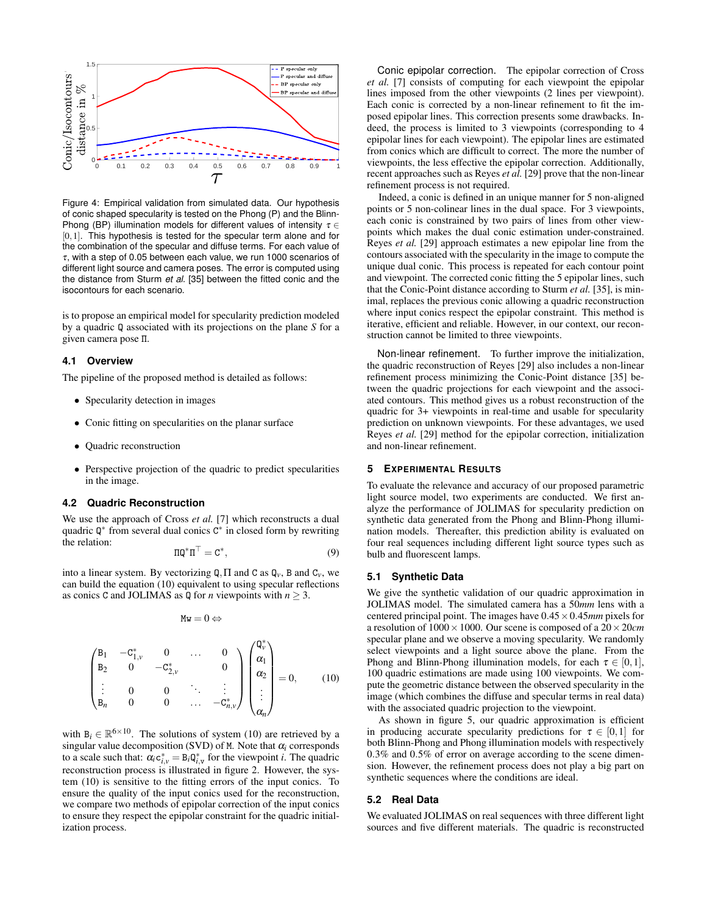Figure 4: Empirical validation from simulated data. Our hypothesis of conic shaped specularity is tested on the Phong (P) and the Blinn-Phong (BP) illumination models for different values of intensity $\tau \in [0,1]$. This hypothesis is tested for the specular term alone and for the combination of the specular and diffuse terms. For each value of $\tau$, with a step of 0.05 between each value, we run 1000 scenarios of different light source and camera poses. The error is computed using the distance from Sturm *et al.* [35] between the fitted conic and the isocontours for each scenario.

is to propose an empirical model for specularity prediction modeled by a quadric $\mathtt{Q}$ associated with its projections on the plane $S$ for a given camera pose $\Pi$.

### 4.1 Overview

The pipeline of the proposed method is detailed as follows:

- Specularity detection in images
- Conic fitting on specularities on the planar surface
- Quadric reconstruction
- Perspective projection of the quadric to predict specularities in the image.

### 4.2 Quadric Reconstruction

We use the approach of Cross *et al.* [7] which reconstructs a dual quadric $\mathtt{Q}^*$ from several dual conics $\mathtt{C}^*$ in closed form by rewriting the relation:

$$\Pi \mathtt{Q}^* \Pi^\top = \mathtt{C}^*, \tag{9}$$

into a linear system. By vectorizing $\mathtt{Q}, \Pi$ and $\mathtt{C}$ as $\mathtt{Q}_v$, $\mathtt{B}$ and $\mathtt{C}_v$, we can build the equation (10) equivalent to using specular reflections as conics $\mathtt{C}$ and JOLIMAS as $\mathtt{Q}$ for $n$ viewpoints with $n \geq 3$.

$$\mathtt{M}\mathtt{w} = 0 \Leftrightarrow$$

$$\begin{pmatrix} \mathtt{B}_1 & -\mathtt{C}^*_{1,v} & 0 & \dots & 0 \\ \mathtt{B}_2 & 0 & -\mathtt{C}^*_{2,v} & & 0 \\ \vdots & 0 & 0 & \ddots & \vdots \\ \mathtt{B}_n & 0 & 0 & \dots & -\mathtt{C}^*_{n,v} \end{pmatrix} \begin{pmatrix} \mathtt{Q}^*_v \\ \alpha_1 \\ \alpha_2 \\ \vdots \\ \alpha_n \end{pmatrix} = 0, \tag{10}$$

with $\mathtt{B}_i \in \mathbb{R}^{6\times 10}$. The solutions of system (10) are retrieved by a singular value decomposition (SVD) of $\mathtt{M}$. Note that $\alpha_i$ corresponds to a scale such that: $\alpha_i \mathtt{c}^*_{i,v} = \mathtt{B}_i \mathtt{Q}^*_{i,v}$ for the viewpoint $i$. The quadric reconstruction process is illustrated in figure 2. However, the system (10) is sensitive to the fitting errors of the input conics. To ensure the quality of the input conics used for the reconstruction, we compare two methods of epipolar correction of the input conics to ensure they respect the epipolar constraint for the quadric initialization process.

**Conic epipolar correction.** The epipolar correction of Cross *et al.* [7] consists of computing for each viewpoint the epipolar lines imposed from the other viewpoints (2 lines per viewpoint). Each conic is corrected by a non-linear refinement to fit the imposed epipolar lines. This correction presents some drawbacks. Indeed, the process is limited to 3 viewpoints (corresponding to 4 epipolar lines for each viewpoint). The epipolar lines are estimated from conics which are difficult to correct. The more the number of viewpoints, the less effective the epipolar correction. Additionally, recent approaches such as Reyes *et al.* [29] prove that the non-linear refinement process is not required.

Indeed, a conic is defined in an unique manner for 5 non-aligned points or 5 non-colinear lines in the dual space. For 3 viewpoints, each conic is constrained by two pairs of lines from other viewpoints which makes the dual conic estimation under-constrained. Reyes *et al.* [29] approach estimates a new epipolar line from the contours associated with the specularity in the image to compute the unique dual conic. This process is repeated for each contour point and viewpoint. The corrected conic fitting the 5 epipolar lines, such that the Conic-Point distance according to Sturm *et al.* [35], is minimal, replaces the previous conic allowing a quadric reconstruction where input conics respect the epipolar constraint. This method is iterative, efficient and reliable. However, in our context, our reconstruction cannot be limited to three viewpoints.

**Non-linear refinement.** To further improve the initialization, the quadric reconstruction of Reyes [29] also includes a non-linear refinement process minimizing the Conic-Point distance [35] between the quadric projections for each viewpoint and the associated contours. This method gives us a robust reconstruction of the quadric for 3+ viewpoints in real-time and usable for specularity prediction on unknown viewpoints. For these advantages, we used Reyes *et al.* [29] method for the epipolar correction, initialization and non-linear refinement.

## 5 Experimental Results

To evaluate the relevance and accuracy of our proposed parametric light source model, two experiments are conducted. We first analyze the performance of JOLIMAS for specularity prediction on synthetic data generated from the Phong and Blinn-Phong illumination models. Thereafter, this prediction ability is evaluated on four real sequences including different light source types such as bulb and fluorescent lamps.

### 5.1 Synthetic Data

We give the synthetic validation of our quadric approximation in JOLIMAS model. The simulated camera has a 50*mm* lens with a centered principal point. The images have $0.45 \times 0.45mm$ pixels for a resolution of $1000 \times 1000$. Our scene is composed of a $20 \times 20cm$ specular plane and we observe a moving specularity. We randomly select viewpoints and a light source above the plane. From the Phong and Blinn-Phong illumination models, for each $\tau \in [0,1]$, 100 quadric estimations are made using 100 viewpoints. We compute the geometric distance between the observed specularity in the image (which combines the diffuse and specular terms in real data) with the associated quadric projection to the viewpoint.

As shown in figure 5, our quadric approximation is efficient in producing accurate specularity predictions for $\tau \in [0,1]$ for both Blinn-Phong and Phong illumination models with respectively 0.3% and 0.5% of error on average according to the scene dimension. However, the refinement process does not play a big part on synthetic sequences where the conditions are ideal.

### 5.2 Real Data

We evaluated JOLIMAS on real sequences with three different light sources and five different materials. The quadric is reconstructed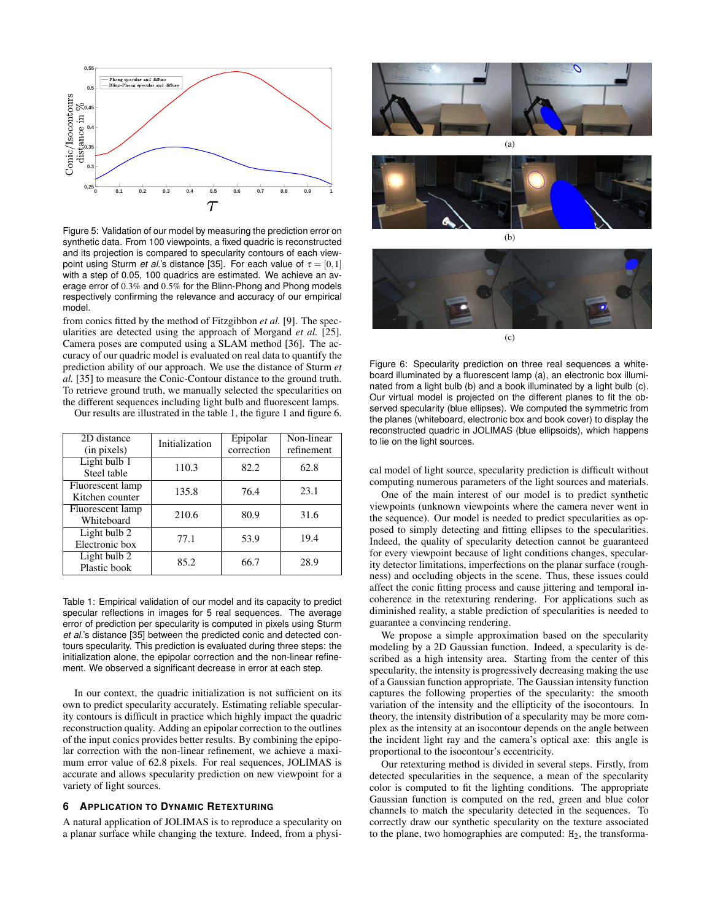0.55
0.5
0.45
0.4
0.35
0.3
0.25

0 0.1 0.2 0.3 0.4 0.5 0.6 0.7 0.8 0.9 1

Conic/Isocontours distance in %

$\tau$

Phong specular and diffuse
Blinn-Phong specular and diffuse

Figure 5: Validation of our model by measuring the prediction error on synthetic data. From 100 viewpoints, a fixed quadric is reconstructed and its projection is compared to specularity contours of each viewpoint using Sturm *et al.*'s distance [35]. For each value of $\tau = [0, 1]$ with a step of 0.05, 100 quadrics are estimated. We achieve an average error of $0.3\%$ and $0.5\%$ for the Blinn-Phong and Phong models respectively confirming the relevance and accuracy of our empirical model.

from conics fitted by the method of Fitzgibbon *et al.* [9]. The specularities are detected using the approach of Morgand *et al.* [25]. Camera poses are computed using a SLAM method [36]. The accuracy of our quadric model is evaluated on real data to quantify the prediction ability of our approach. We use the distance of Sturm *et al.* [35] to measure the Conic-Contour distance to the ground truth. To retrieve ground truth, we manually selected the specularities on the different sequences including light bulb and fluorescent lamps.

Our results are illustrated in the table 1, the figure 1 and figure 6.

| 2D distance (in pixels) | Initialization | Epipolar correction | Non-linear refinement |
|---|---|---|---|
| Light bulb 1 Steel table | 110.3 | 82.2 | 62.8 |
| Fluorescent lamp Kitchen counter | 135.8 | 76.4 | 23.1 |
| Fluorescent lamp Whiteboard | 210.6 | 80.9 | 31.6 |
| Light bulb 2 Electronic box | 77.1 | 53.9 | 19.4 |
| Light bulb 2 Plastic book | 85.2 | 66.7 | 28.9 |

Table 1: Empirical validation of our model and its capacity to predict specular reflections in images for 5 real sequences. The average error of prediction per specularity is computed in pixels using Sturm *et al.*'s distance [35] between the predicted conic and detected contours specularity. This prediction is evaluated during three steps: the initialization alone, the epipolar correction and the non-linear refinement. We observed a significant decrease in error at each step.

In our context, the quadric initialization is not sufficient on its own to predict specularity accurately. Estimating reliable specularity contours is difficult in practice which highly impact the quadric reconstruction quality. Adding an epipolar correction to the outlines of the input conics provides better results. By combining the epipolar correction with the non-linear refinement, we achieve a maximum error value of 62.8 pixels. For real sequences, JOLIMAS is accurate and allows specularity prediction on new viewpoint for a variety of light sources.

## 6 Application to Dynamic Retexturing

A natural application of JOLIMAS is to reproduce a specularity on a planar surface while changing the texture. Indeed, from a physical model of light source, specularity prediction is difficult without computing numerous parameters of the light sources and materials.

(a)

(b)

(c)

Figure 6: Specularity prediction on three real sequences a whiteboard illuminated by a fluorescent lamp (a), an electronic box illuminated from a light bulb (b) and a book illuminated by a light bulb (c). Our virtual model is projected on the different planes to fit the observed specularity (blue ellipses). We computed the symmetric from the planes (whiteboard, electronic box and book cover) to display the reconstructed quadric in JOLIMAS (blue ellipsoids), which happens to lie on the light sources.

One of the main interest of our model is to predict synthetic viewpoints (unknown viewpoints where the camera never went in the sequence). Our model is needed to predict specularities as opposed to simply detecting and fitting ellipses to the specularities. Indeed, the quality of specularity detection cannot be guaranteed for every viewpoint because of light conditions changes, specularity detector limitations, imperfections on the planar surface (roughness) and occluding objects in the scene. Thus, these issues could affect the conic fitting process and cause jittering and temporal incoherence in the retexturing rendering. For applications such as diminished reality, a stable prediction of specularities is needed to guarantee a convincing rendering.

We propose a simple approximation based on the specularity modeling by a 2D Gaussian function. Indeed, a specularity is described as a high intensity area. Starting from the center of this specularity, the intensity is progressively decreasing making the use of a Gaussian function appropriate. The Gaussian intensity function captures the following properties of the specularity: the smooth variation of the intensity and the ellipticity of the isocontours. In theory, the intensity distribution of a specularity may be more complex as the intensity at an isocontour depends on the angle between the incident light ray and the camera's optical axe: this angle is proportional to the isocontour's eccentricity.

Our retexturing method is divided in several steps. Firstly, from detected specularities in the sequence, a mean of the specularity color is computed to fit the lighting conditions. The appropriate Gaussian function is computed on the red, green and blue color channels to match the specularity detected in the sequences. To correctly draw our synthetic specularity on the texture associated to the plane, two homographies are computed: $\mathtt{H}_2$, the transforma-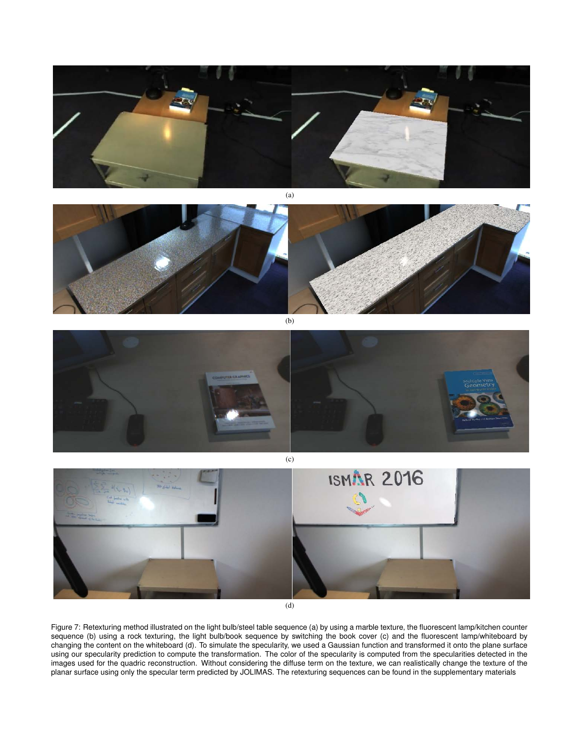(a)

(b)

(c)

(d)

Figure 7: Retexturing method illustrated on the light bulb/steel table sequence (a) by using a marble texture, the fluorescent lamp/kitchen counter sequence (b) using a rock texturing, the light bulb/book sequence by switching the book cover (c) and the fluorescent lamp/whiteboard by changing the content on the whiteboard (d). To simulate the specularity, we used a Gaussian function and transformed it onto the plane surface using our specularity prediction to compute the transformation. The color of the specularity is computed from the specularities detected in the images used for the quadric reconstruction. Without considering the diffuse term on the texture, we can realistically change the texture of the planar surface using only the specular term predicted by JOLIMAS. The retexturing sequences can be found in the supplementary materials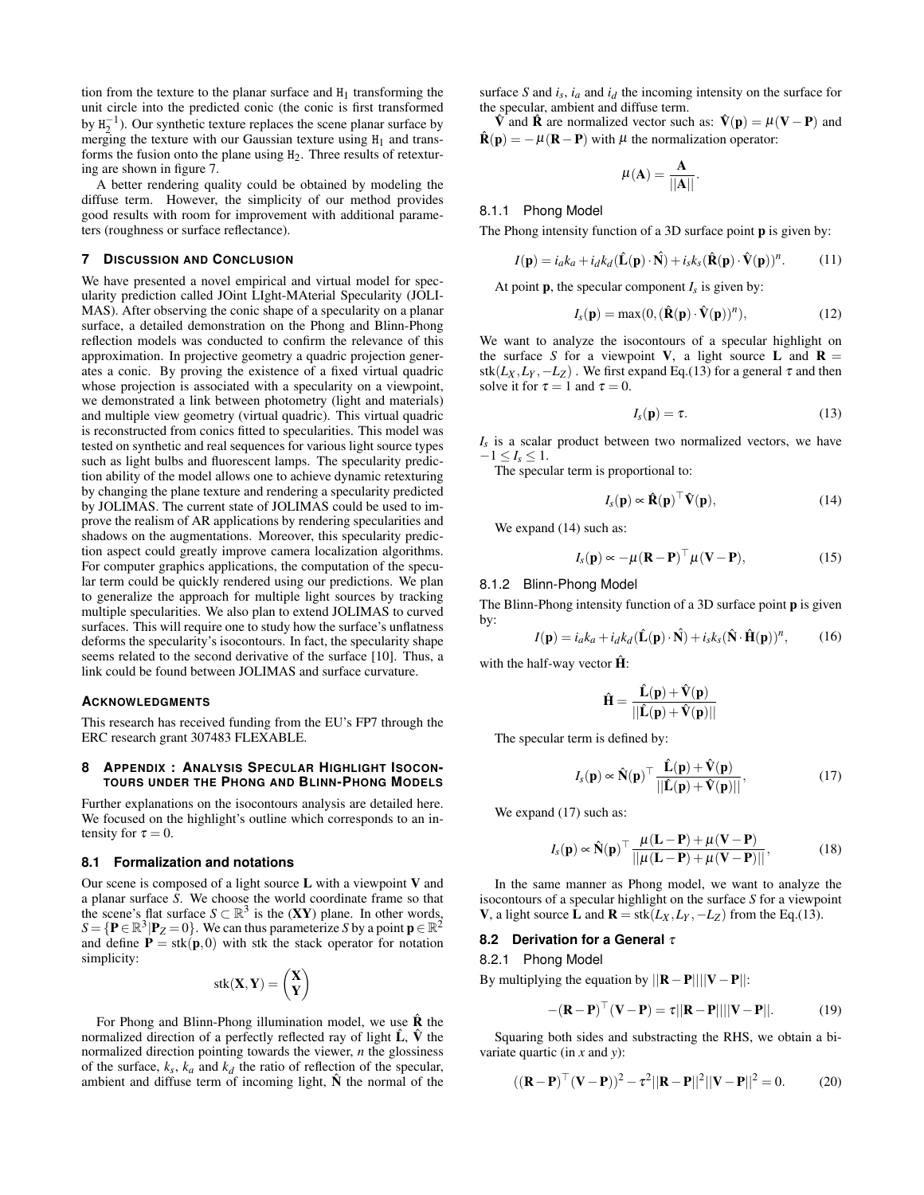tion from the texture to the planar surface and $\mathtt{H}_1$ transforming the unit circle into the predicted conic (the conic is first transformed by $\mathtt{H}_2^{-1}$). Our synthetic texture replaces the scene planar surface by merging the texture with our Gaussian texture using $\mathtt{H}_1$ and transforms the fusion onto the plane using $\mathtt{H}_2$. Three results of retexturing are shown in figure 7.

A better rendering quality could be obtained by modeling the diffuse term. However, the simplicity of our method provides good results with room for improvement with additional parameters (roughness or surface reflectance).

## 7 Discussion and Conclusion

We have presented a novel empirical and virtual model for specularity prediction called JOint LIght-MAterial Specularity (JOLIMAS). After observing the conic shape of a specularity on a planar surface, a detailed demonstration on the Phong and Blinn-Phong reflection models was conducted to confirm the relevance of this approximation. In projective geometry a quadric projection generates a conic. By proving the existence of a fixed virtual quadric whose projection is associated with a specularity on a viewpoint, we demonstrated a link between photometry (light and materials) and multiple view geometry (virtual quadric). This virtual quadric is reconstructed from conics fitted to specularities. This model was tested on synthetic and real sequences for various light source types such as light bulbs and fluorescent lamps. The specularity prediction ability of the model allows one to achieve dynamic retexturing by changing the plane texture and rendering a specularity predicted by JOLIMAS. The current state of JOLIMAS could be used to improve the realism of AR applications by rendering specularities and shadows on the augmentations. Moreover, this specularity prediction aspect could greatly improve camera localization algorithms. For computer graphics applications, the computation of the specular term could be quickly rendered using our predictions. We plan to generalize the approach for multiple light sources by tracking multiple specularities. We also plan to extend JOLIMAS to curved surfaces. This will require one to study how the surface's unflatness deforms the specularity's isocontours. In fact, the specularity shape seems related to the second derivative of the surface [10]. Thus, a link could be found between JOLIMAS and surface curvature.

## Acknowledgments

This research has received funding from the EU's FP7 through the ERC research grant 307483 FLEXABLE.

## 8 Appendix : Analysis Specular Highlight Isocontours under the Phong and Blinn-Phong Models

Further explanations on the isocontours analysis are detailed here. We focused on the highlight's outline which corresponds to an intensity for $\tau = 0$.

### 8.1 Formalization and notations

Our scene is composed of a light source $\mathbf{L}$ with a viewpoint $\mathbf{V}$ and a planar surface $S$. We choose the world coordinate frame so that the scene's flat surface $S \subset \mathbb{R}^3$ is the (**XY**) plane. In other words, $S = \{\mathbf{P} \in \mathbb{R}^3 | \mathbf{P}_Z = 0\}$. We can thus parameterize $S$ by a point $\mathbf{p} \in \mathbb{R}^2$ and define $\mathbf{P} = \text{stk}(\mathbf{p}, 0)$ with stk the stack operator for notation simplicity:

$$\text{stk}(\mathbf{X}, \mathbf{Y}) = \begin{pmatrix} \mathbf{X} \\ \mathbf{Y} \end{pmatrix}$$

For Phong and Blinn-Phong illumination model, we use $\hat{\mathbf{R}}$ the normalized direction of a perfectly reflected ray of light $\hat{\mathbf{L}}$, $\hat{\mathbf{V}}$ the normalized direction pointing towards the viewer, $n$ the glossiness of the surface, $k_s$, $k_a$ and $k_d$ the ratio of reflection of the specular, ambient and diffuse term of incoming light, $\hat{\mathbf{N}}$ the normal of the surface $S$ and $i_s$, $i_a$ and $i_d$ the incoming intensity on the surface for the specular, ambient and diffuse term.

$\hat{\mathbf{V}}$ and $\hat{\mathbf{R}}$ are normalized vector such as: $\hat{\mathbf{V}}(\mathbf{p}) = \mu(\mathbf{V} - \mathbf{P})$ and $\hat{\mathbf{R}}(\mathbf{p}) = -\mu(\mathbf{R} - \mathbf{P})$ with $\mu$ the normalization operator:

$$\mu(\mathbf{A}) = \frac{\mathbf{A}}{||\mathbf{A}||}.$$

#### 8.1.1 Phong Model

The Phong intensity function of a 3D surface point $\mathbf{p}$ is given by:

$$I(\mathbf{p}) = i_a k_a + i_d k_d (\hat{\mathbf{L}}(\mathbf{p}) \cdot \hat{\mathbf{N}}) + i_s k_s (\hat{\mathbf{R}}(\mathbf{p}) \cdot \hat{\mathbf{V}}(\mathbf{p}))^n. \tag{11}$$

At point $\mathbf{p}$, the specular component $I_s$ is given by:

$$I_s(\mathbf{p}) = \max(0, (\hat{\mathbf{R}}(\mathbf{p}) \cdot \hat{\mathbf{V}}(\mathbf{p}))^n), \tag{12}$$

We want to analyze the isocontours of a specular highlight on the surface $S$ for a viewpoint $\mathbf{V}$, a light source $\mathbf{L}$ and $\mathbf{R} = \text{stk}(L_X, L_Y, -L_Z)$ . We first expand Eq.(13) for a general $\tau$ and then solve it for $\tau = 1$ and $\tau = 0$.

$$I_s(\mathbf{p}) = \tau. \tag{13}$$

$I_s$ is a scalar product between two normalized vectors, we have $-1 \leq I_s \leq 1$.

The specular term is proportional to:

$$I_s(\mathbf{p}) \propto \hat{\mathbf{R}}(\mathbf{p})^\top \hat{\mathbf{V}}(\mathbf{p}), \tag{14}$$

We expand (14) such as:

$$I_s(\mathbf{p}) \propto -\mu(\mathbf{R} - \mathbf{P})^\top \mu(\mathbf{V} - \mathbf{P}), \tag{15}$$

#### 8.1.2 Blinn-Phong Model

The Blinn-Phong intensity function of a 3D surface point $\mathbf{p}$ is given by:

$$I(\mathbf{p}) = i_a k_a + i_d k_d (\hat{\mathbf{L}}(\mathbf{p}) \cdot \hat{\mathbf{N}}) + i_s k_s (\hat{\mathbf{N}} \cdot \hat{\mathbf{H}}(\mathbf{p}))^n, \tag{16}$$

with the half-way vector $\hat{\mathbf{H}}$:

$$\hat{\mathbf{H}} = \frac{\hat{\mathbf{L}}(\mathbf{p}) + \hat{\mathbf{V}}(\mathbf{p})}{||\hat{\mathbf{L}}(\mathbf{p}) + \hat{\mathbf{V}}(\mathbf{p})||}$$

The specular term is defined by:

$$I_s(\mathbf{p}) \propto \hat{\mathbf{N}}(\mathbf{p})^\top \frac{\hat{\mathbf{L}}(\mathbf{p}) + \hat{\mathbf{V}}(\mathbf{p})}{||\hat{\mathbf{L}}(\mathbf{p}) + \hat{\mathbf{V}}(\mathbf{p})||}, \tag{17}$$

We expand (17) such as:

$$I_s(\mathbf{p}) \propto \hat{\mathbf{N}}(\mathbf{p})^\top \frac{\mu(\mathbf{L} - \mathbf{P}) + \mu(\mathbf{V} - \mathbf{P})}{||\mu(\mathbf{L} - \mathbf{P}) + \mu(\mathbf{V} - \mathbf{P})||}, \tag{18}$$

In the same manner as Phong model, we want to analyze the isocontours of a specular highlight on the surface $S$ for a viewpoint $\mathbf{V}$, a light source $\mathbf{L}$ and $\mathbf{R} = \text{stk}(L_X, L_Y, -L_Z)$ from the Eq.(13).

### 8.2 Derivation for a General $\tau$

#### 8.2.1 Phong Model

By multiplying the equation by $||\mathbf{R} - \mathbf{P}||||\mathbf{V} - \mathbf{P}||$:

$$-(\mathbf{R} - \mathbf{P})^\top (\mathbf{V} - \mathbf{P}) = \tau ||\mathbf{R} - \mathbf{P}||||\mathbf{V} - \mathbf{P}||. \tag{19}$$

Squaring both sides and substracting the RHS, we obtain a bivariate quartic (in $x$ and $y$):

$$((\mathbf{R} - \mathbf{P})^\top (\mathbf{V} - \mathbf{P}))^2 - \tau^2 ||\mathbf{R} - \mathbf{P}||^2 ||\mathbf{V} - \mathbf{P}||^2 = 0. \tag{20}$$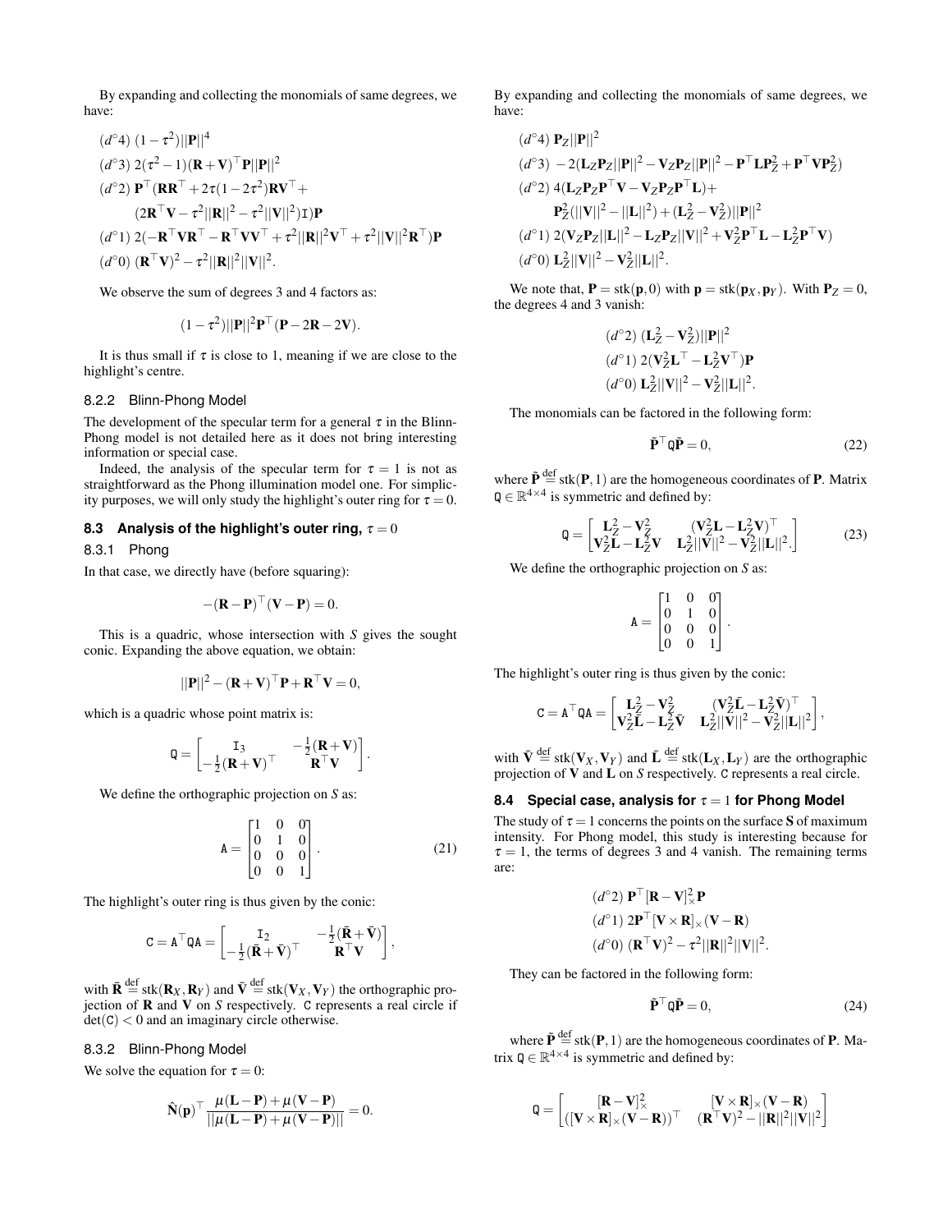By expanding and collecting the monomials of same degrees, we have:

$$(d^\circ 4)\ (1-\tau^2)||\mathbf{P}||^4$$
$$(d^\circ 3)\ 2(\tau^2-1)(\mathbf{R}+\mathbf{V})^\top \mathbf{P}||\mathbf{P}||^2$$
$$(d^\circ 2)\ \mathbf{P}^\top(\mathbf{R}\mathbf{R}^\top + 2\tau(1-2\tau^2)\mathbf{R}\mathbf{V}^\top + (2\mathbf{R}^\top\mathbf{V} - \tau^2||\mathbf{R}||^2 - \tau^2||\mathbf{V}||^2)\mathtt{I})\mathbf{P}$$
$$(d^\circ 1)\ 2(-\mathbf{R}^\top\mathbf{V}\mathbf{R}^\top - \mathbf{R}^\top\mathbf{V}\mathbf{V}^\top + \tau^2||\mathbf{R}||^2\mathbf{V}^\top + \tau^2||\mathbf{V}||^2\mathbf{R}^\top)\mathbf{P}$$
$$(d^\circ 0)\ (\mathbf{R}^\top\mathbf{V})^2 - \tau^2||\mathbf{R}||^2||\mathbf{V}||^2.$$

We observe the sum of degrees 3 and 4 factors as:

$$(1-\tau^2)||\mathbf{P}||^2\mathbf{P}^\top(\mathbf{P}-2\mathbf{R}-2\mathbf{V}).$$

It is thus small if $\tau$ is close to 1, meaning if we are close to the highlight's centre.

#### 8.2.2 Blinn-Phong Model

The development of the specular term for a general $\tau$ in the Blinn-Phong model is not detailed here as it does not bring interesting information or special case.

Indeed, the analysis of the specular term for $\tau = 1$ is not as straightforward as the Phong illumination model one. For simplicity purposes, we will only study the highlight's outer ring for $\tau = 0$.

### 8.3 Analysis of the highlight's outer ring, $\tau = 0$

#### 8.3.1 Phong

In that case, we directly have (before squaring):

$$-(\mathbf{R}-\mathbf{P})^\top(\mathbf{V}-\mathbf{P}) = 0.$$

This is a quadric, whose intersection with $S$ gives the sought conic. Expanding the above equation, we obtain:

$$||\mathbf{P}||^2 - (\mathbf{R}+\mathbf{V})^\top\mathbf{P} + \mathbf{R}^\top\mathbf{V} = 0,$$

which is a quadric whose point matrix is:

$$\mathtt{Q} = \begin{bmatrix} \mathtt{I}_3 & -\frac{1}{2}(\mathbf{R}+\mathbf{V}) \\ -\frac{1}{2}(\mathbf{R}+\mathbf{V})^\top & \mathbf{R}^\top\mathbf{V} \end{bmatrix}.$$

We define the orthographic projection on $S$ as:

$$\mathtt{A} = \begin{bmatrix} 1 & 0 & 0 \\ 0 & 1 & 0 \\ 0 & 0 & 0 \\ 0 & 0 & 1 \end{bmatrix}. \quad (21)$$

The highlight's outer ring is thus given by the conic:

$$\mathtt{C} = \mathtt{A}^\top\mathtt{Q}\mathtt{A} = \begin{bmatrix} \mathtt{I}_2 & -\frac{1}{2}(\bar{\mathbf{R}}+\bar{\mathbf{V}}) \\ -\frac{1}{2}(\bar{\mathbf{R}}+\bar{\mathbf{V}})^\top & \mathbf{R}^\top\mathbf{V} \end{bmatrix},$$

with $\bar{\mathbf{R}} \stackrel{\text{def}}{=} \text{stk}(\mathbf{R}_X, \mathbf{R}_Y)$ and $\bar{\mathbf{V}} \stackrel{\text{def}}{=} \text{stk}(\mathbf{V}_X, \mathbf{V}_Y)$ the orthographic projection of $\mathbf{R}$ and $\mathbf{V}$ on $S$ respectively. $\mathtt{C}$ represents a real circle if $\det(\mathtt{C}) < 0$ and an imaginary circle otherwise.

#### 8.3.2 Blinn-Phong Model

We solve the equation for $\tau = 0$:

$$\hat{\mathbf{N}}(\mathbf{p})^\top \frac{\mu(\mathbf{L}-\mathbf{P}) + \mu(\mathbf{V}-\mathbf{P})}{||\mu(\mathbf{L}-\mathbf{P}) + \mu(\mathbf{V}-\mathbf{P})||} = 0.$$

By expanding and collecting the monomials of same degrees, we have:

$$(d^\circ 4)\ \mathbf{P}_Z||\mathbf{P}||^2$$
$$(d^\circ 3)\ -2(\mathbf{L}_Z\mathbf{P}_Z||\mathbf{P}||^2 - \mathbf{V}_Z\mathbf{P}_Z||\mathbf{P}||^2 - \mathbf{P}^\top\mathbf{L}\mathbf{P}_Z^2 + \mathbf{P}^\top\mathbf{V}\mathbf{P}_Z^2)$$
$$(d^\circ 2)\ 4(\mathbf{L}_Z\mathbf{P}_Z\mathbf{P}^\top\mathbf{V} - \mathbf{V}_Z\mathbf{P}_Z\mathbf{P}^\top\mathbf{L}) + \mathbf{P}_Z^2(||\mathbf{V}||^2 - ||\mathbf{L}||^2) + (\mathbf{L}_Z^2 - \mathbf{V}_Z^2)||\mathbf{P}||^2$$
$$(d^\circ 1)\ 2(\mathbf{V}_Z\mathbf{P}_Z||\mathbf{L}||^2 - \mathbf{L}_Z\mathbf{P}_Z||\mathbf{V}||^2 + \mathbf{V}_Z^2\mathbf{P}^\top\mathbf{L} - \mathbf{L}_Z^2\mathbf{P}^\top\mathbf{V})$$
$$(d^\circ 0)\ \mathbf{L}_Z^2||\mathbf{V}||^2 - \mathbf{V}_Z^2||\mathbf{L}||^2.$$

We note that, $\mathbf{P} = \text{stk}(\mathbf{p}, 0)$ with $\mathbf{p} = \text{stk}(\mathbf{p}_X, \mathbf{p}_Y)$. With $\mathbf{P}_Z = 0$, the degrees 4 and 3 vanish:

$$(d^\circ 2)\ (\mathbf{L}_Z^2 - \mathbf{V}_Z^2)||\mathbf{P}||^2$$
$$(d^\circ 1)\ 2(\mathbf{V}_Z^2\mathbf{L}^\top - \mathbf{L}_Z^2\mathbf{V}^\top)\mathbf{P}$$
$$(d^\circ 0)\ \mathbf{L}_Z^2||\mathbf{V}||^2 - \mathbf{V}_Z^2||\mathbf{L}||^2.$$

The monomials can be factored in the following form:

$$\tilde{\mathbf{P}}^\top\mathtt{Q}\tilde{\mathbf{P}} = 0, \quad (22)$$

where $\tilde{\mathbf{P}} \stackrel{\text{def}}{=} \text{stk}(\mathbf{P}, 1)$ are the homogeneous coordinates of $\mathbf{P}$. Matrix $\mathtt{Q} \in \mathbb{R}^{4\times 4}$ is symmetric and defined by:

$$\mathtt{Q} = \begin{bmatrix} \mathbf{L}_Z^2 - \mathbf{V}_Z^2 & (\mathbf{V}_Z^2\mathbf{L} - \mathbf{L}_Z^2\mathbf{V})^\top \\ \mathbf{V}_Z^2\mathbf{L} - \mathbf{L}_Z^2\mathbf{V} & \mathbf{L}_Z^2||\mathbf{V}||^2 - \mathbf{V}_Z^2||\mathbf{L}||^2. \end{bmatrix} \quad (23)$$

We define the orthographic projection on $S$ as:

$$\mathtt{A} = \begin{bmatrix} 1 & 0 & 0 \\ 0 & 1 & 0 \\ 0 & 0 & 0 \\ 0 & 0 & 1 \end{bmatrix}.$$

The highlight's outer ring is thus given by the conic:

$$\mathtt{C} = \mathtt{A}^\top\mathtt{Q}\mathtt{A} = \begin{bmatrix} \mathbf{L}_Z^2 - \mathbf{V}_Z^2 & (\mathbf{V}_Z^2\bar{\mathbf{L}} - \mathbf{L}_Z^2\bar{\mathbf{V}})^\top \\ \mathbf{V}_Z^2\bar{\mathbf{L}} - \mathbf{L}_Z^2\bar{\mathbf{V}} & \mathbf{L}_Z^2||\mathbf{V}||^2 - \mathbf{V}_Z^2||\mathbf{L}||^2 \end{bmatrix},$$

with $\bar{\mathbf{V}} \stackrel{\text{def}}{=} \text{stk}(\mathbf{V}_X, \mathbf{V}_Y)$ and $\bar{\mathbf{L}} \stackrel{\text{def}}{=} \text{stk}(\mathbf{L}_X, \mathbf{L}_Y)$ are the orthographic projection of $\mathbf{V}$ and $\mathbf{L}$ on $S$ respectively. $\mathtt{C}$ represents a real circle.

### 8.4 Special case, analysis for $\tau = 1$ for Phong Model

The study of $\tau = 1$ concerns the points on the surface $\mathbf{S}$ of maximum intensity. For Phong model, this study is interesting because for $\tau = 1$, the terms of degrees 3 and 4 vanish. The remaining terms are:

$$(d^\circ 2)\ \mathbf{P}^\top[\mathbf{R}-\mathbf{V}]_\times^2\mathbf{P}$$
$$(d^\circ 1)\ 2\mathbf{P}^\top[\mathbf{V}\times\mathbf{R}]_\times(\mathbf{V}-\mathbf{R})$$
$$(d^\circ 0)\ (\mathbf{R}^\top\mathbf{V})^2 - \tau^2||\mathbf{R}||^2||\mathbf{V}||^2.$$

They can be factored in the following form:

$$\tilde{\mathbf{P}}^\top\mathtt{Q}\tilde{\mathbf{P}} = 0, \quad (24)$$

where $\tilde{\mathbf{P}} \stackrel{\text{def}}{=} \text{stk}(\mathbf{P}, 1)$ are the homogeneous coordinates of $\mathbf{P}$. Matrix $\mathtt{Q} \in \mathbb{R}^{4\times 4}$ is symmetric and defined by:

$$\mathtt{Q} = \begin{bmatrix} [\mathbf{R}-\mathbf{V}]_\times^2 & [\mathbf{V}\times\mathbf{R}]_\times(\mathbf{V}-\mathbf{R}) \\ ([\mathbf{V}\times\mathbf{R}]_\times(\mathbf{V}-\mathbf{R}))^\top & (\mathbf{R}^\top\mathbf{V})^2 - ||\mathbf{R}||^2||\mathbf{V}||^2 \end{bmatrix}$$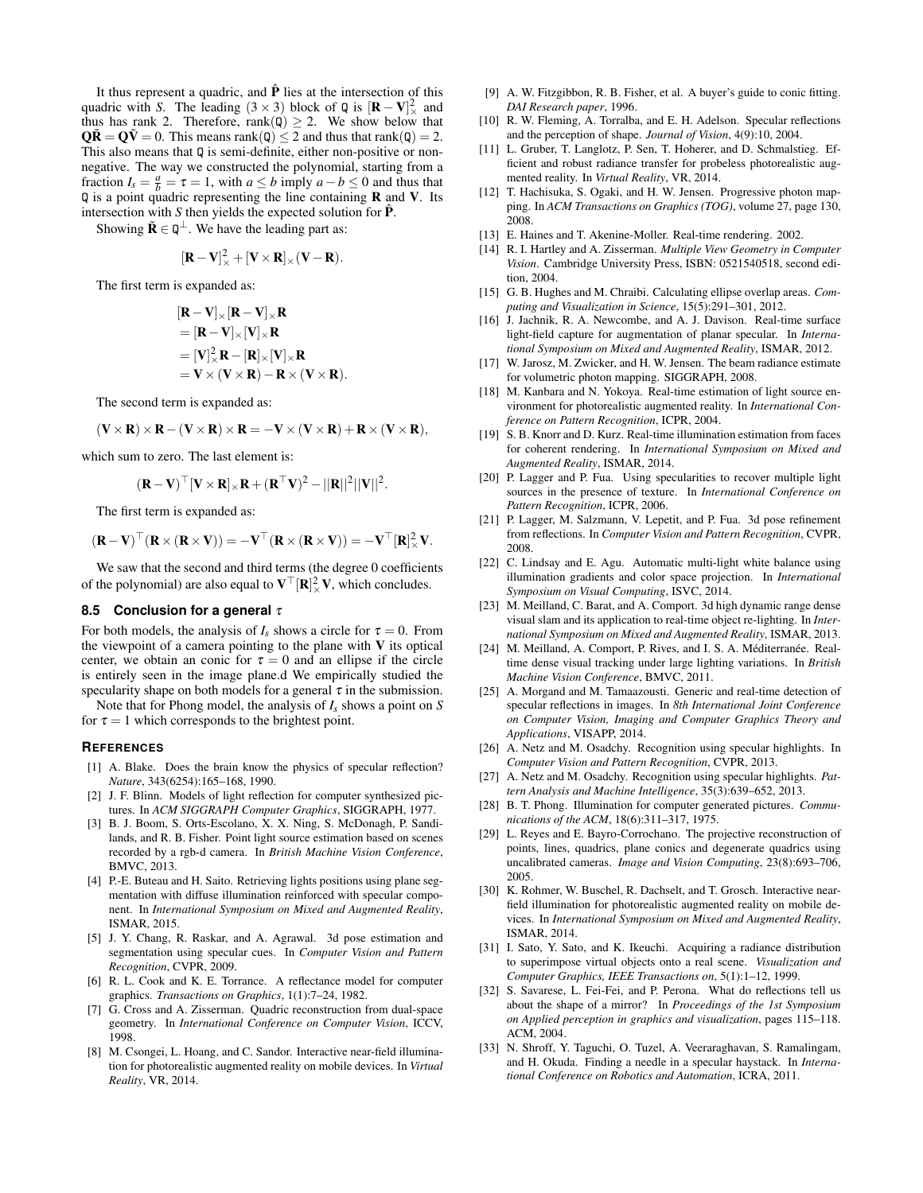It thus represent a quadric, and $\hat{\mathbf{P}}$ lies at the intersection of this quadric with $S$. The leading $(3\times 3)$ block of $\mathtt{Q}$ is $[\mathbf{R}-\mathbf{V}]_\times^2$ and thus has rank 2. Therefore, $\text{rank}(\mathtt{Q}) \geq 2$. We show below that $\mathbf{Q}\tilde{\mathbf{R}} = \mathbf{Q}\tilde{\mathbf{V}} = 0$. This means $\text{rank}(\mathtt{Q}) \leq 2$ and thus that $\text{rank}(\mathtt{Q}) = 2$. This also means that $\mathtt{Q}$ is semi-definite, either non-positive or non-negative. The way we constructed the polynomial, starting from a fraction $I_s = \frac{a}{b} = \tau = 1$, with $a \leq b$ imply $a - b \leq 0$ and thus that $\mathtt{Q}$ is a point quadric representing the line containing $\mathbf{R}$ and $\mathbf{V}$. Its intersection with $S$ then yields the expected solution for $\hat{\mathbf{P}}$.

Showing $\tilde{\mathbf{R}} \in \mathtt{Q}^\perp$. We have the leading part as:

$$[\mathbf{R}-\mathbf{V}]_\times^2 + [\mathbf{V}\times\mathbf{R}]_\times(\mathbf{V}-\mathbf{R}).$$

The first term is expanded as:

$$\begin{aligned}
&[\mathbf{R}-\mathbf{V}]_\times[\mathbf{R}-\mathbf{V}]_\times\mathbf{R} \\
&= [\mathbf{R}-\mathbf{V}]_\times[\mathbf{V}]_\times\mathbf{R} \\
&= [\mathbf{V}]_\times^2\mathbf{R} - [\mathbf{R}]_\times[\mathbf{V}]_\times\mathbf{R} \\
&= \mathbf{V}\times(\mathbf{V}\times\mathbf{R}) - \mathbf{R}\times(\mathbf{V}\times\mathbf{R}).
\end{aligned}$$

The second term is expanded as:

$$(\mathbf{V}\times\mathbf{R})\times\mathbf{R} - (\mathbf{V}\times\mathbf{R})\times\mathbf{R} = -\mathbf{V}\times(\mathbf{V}\times\mathbf{R}) + \mathbf{R}\times(\mathbf{V}\times\mathbf{R}),$$

which sum to zero. The last element is:

$$(\mathbf{R}-\mathbf{V})^\top[\mathbf{V}\times\mathbf{R}]_\times\mathbf{R} + (\mathbf{R}^\top\mathbf{V})^2 - ||\mathbf{R}||^2||\mathbf{V}||^2.$$

The first term is expanded as:

$$(\mathbf{R}-\mathbf{V})^\top(\mathbf{R}\times(\mathbf{R}\times\mathbf{V})) = -\mathbf{V}^\top(\mathbf{R}\times(\mathbf{R}\times\mathbf{V})) = -\mathbf{V}^\top[\mathbf{R}]_\times^2\mathbf{V}.$$

We saw that the second and third terms (the degree 0 coefficients of the polynomial) are also equal to $\mathbf{V}^\top[\mathbf{R}]_\times^2\mathbf{V}$, which concludes.

### 8.5 Conclusion for a general $\tau$

For both models, the analysis of $I_s$ shows a circle for $\tau = 0$. From the viewpoint of a camera pointing to the plane with $\mathbf{V}$ its optical center, we obtain an conic for $\tau = 0$ and an ellipse if the circle is entirely seen in the image plane.d We empirically studied the specularity shape on both models for a general $\tau$ in the submission.

Note that for Phong model, the analysis of $I_s$ shows a point on $S$ for $\tau = 1$ which corresponds to the brightest point.

## References

[1] A. Blake. Does the brain know the physics of specular reflection? *Nature*, 343(6254):165–168, 1990.

[2] J. F. Blinn. Models of light reflection for computer synthesized pictures. In *ACM SIGGRAPH Computer Graphics*, SIGGRAPH, 1977.

[3] B. J. Boom, S. Orts-Escolano, X. X. Ning, S. McDonagh, P. Sandilands, and R. B. Fisher. Point light source estimation based on scenes recorded by a rgb-d camera. In *British Machine Vision Conference*, BMVC, 2013.

[4] P.-E. Buteau and H. Saito. Retrieving lights positions using plane segmentation with diffuse illumination reinforced with specular component. In *International Symposium on Mixed and Augmented Reality*, ISMAR, 2015.

[5] J. Y. Chang, R. Raskar, and A. Agrawal. 3d pose estimation and segmentation using specular cues. In *Computer Vision and Pattern Recognition*, CVPR, 2009.

[6] R. L. Cook and K. E. Torrance. A reflectance model for computer graphics. *Transactions on Graphics*, 1(1):7–24, 1982.

[7] G. Cross and A. Zisserman. Quadric reconstruction from dual-space geometry. In *International Conference on Computer Vision*, ICCV, 1998.

[8] M. Csongei, L. Hoang, and C. Sandor. Interactive near-field illumination for photorealistic augmented reality on mobile devices. In *Virtual Reality*, VR, 2014.

[9] A. W. Fitzgibbon, R. B. Fisher, et al. A buyer's guide to conic fitting. *DAI Research paper*, 1996.

[10] R. W. Fleming, A. Torralba, and E. H. Adelson. Specular reflections and the perception of shape. *Journal of Vision*, 4(9):10, 2004.

[11] L. Gruber, T. Langlotz, P. Sen, T. Hoherer, and D. Schmalstieg. Efficient and robust radiance transfer for probeless photorealistic augmented reality. In *Virtual Reality*, VR, 2014.

[12] T. Hachisuka, S. Ogaki, and H. W. Jensen. Progressive photon mapping. In *ACM Transactions on Graphics (TOG)*, volume 27, page 130, 2008.

[13] E. Haines and T. Akenine-Moller. Real-time rendering. 2002.

[14] R. I. Hartley and A. Zisserman. *Multiple View Geometry in Computer Vision*. Cambridge University Press, ISBN: 0521540518, second edition, 2004.

[15] G. B. Hughes and M. Chraibi. Calculating ellipse overlap areas. *Computing and Visualization in Science*, 15(5):291–301, 2012.

[16] J. Jachnik, R. A. Newcombe, and A. J. Davison. Real-time surface light-field capture for augmentation of planar specular. In *International Symposium on Mixed and Augmented Reality*, ISMAR, 2012.

[17] W. Jarosz, M. Zwicker, and H. W. Jensen. The beam radiance estimate for volumetric photon mapping. SIGGRAPH, 2008.

[18] M. Kanbara and N. Yokoya. Real-time estimation of light source environment for photorealistic augmented reality. In *International Conference on Pattern Recognition*, ICPR, 2004.

[19] S. B. Knorr and D. Kurz. Real-time illumination estimation from faces for coherent rendering. In *International Symposium on Mixed and Augmented Reality*, ISMAR, 2014.

[20] P. Lagger and P. Fua. Using specularities to recover multiple light sources in the presence of texture. In *International Conference on Pattern Recognition*, ICPR, 2006.

[21] P. Lagger, M. Salzmann, V. Lepetit, and P. Fua. 3d pose refinement from reflections. In *Computer Vision and Pattern Recognition*, CVPR, 2008.

[22] C. Lindsay and E. Agu. Automatic multi-light white balance using illumination gradients and color space projection. In *International Symposium on Visual Computing*, ISVC, 2014.

[23] M. Meilland, C. Barat, and A. Comport. 3d high dynamic range dense visual slam and its application to real-time object re-lighting. In *International Symposium on Mixed and Augmented Reality*, ISMAR, 2013.

[24] M. Meilland, A. Comport, P. Rives, and I. S. A. Méditerranée. Real-time dense visual tracking under large lighting variations. In *British Machine Vision Conference*, BMVC, 2011.

[25] A. Morgand and M. Tamaazousti. Generic and real-time detection of specular reflections in images. In *8th International Joint Conference on Computer Vision, Imaging and Computer Graphics Theory and Applications*, VISAPP, 2014.

[26] A. Netz and M. Osadchy. Recognition using specular highlights. In *Computer Vision and Pattern Recognition*, CVPR, 2013.

[27] A. Netz and M. Osadchy. Recognition using specular highlights. *Pattern Analysis and Machine Intelligence*, 35(3):639–652, 2013.

[28] B. T. Phong. Illumination for computer generated pictures. *Communications of the ACM*, 18(6):311–317, 1975.

[29] L. Reyes and E. Bayro-Corrochano. The projective reconstruction of points, lines, quadrics, plane conics and degenerate quadrics using uncalibrated cameras. *Image and Vision Computing*, 23(8):693–706, 2005.

[30] K. Rohmer, W. Buschel, R. Dachselt, and T. Grosch. Interactive near-field illumination for photorealistic augmented reality on mobile devices. In *International Symposium on Mixed and Augmented Reality*, ISMAR, 2014.

[31] I. Sato, Y. Sato, and K. Ikeuchi. Acquiring a radiance distribution to superimpose virtual objects onto a real scene. *Visualization and Computer Graphics, IEEE Transactions on*, 5(1):1–12, 1999.

[32] S. Savarese, L. Fei-Fei, and P. Perona. What do reflections tell us about the shape of a mirror? In *Proceedings of the 1st Symposium on Applied perception in graphics and visualization*, pages 115–118. ACM, 2004.

[33] N. Shroff, Y. Taguchi, O. Tuzel, A. Veeraraghavan, S. Ramalingam, and H. Okuda. Finding a needle in a specular haystack. In *International Conference on Robotics and Automation*, ICRA, 2011.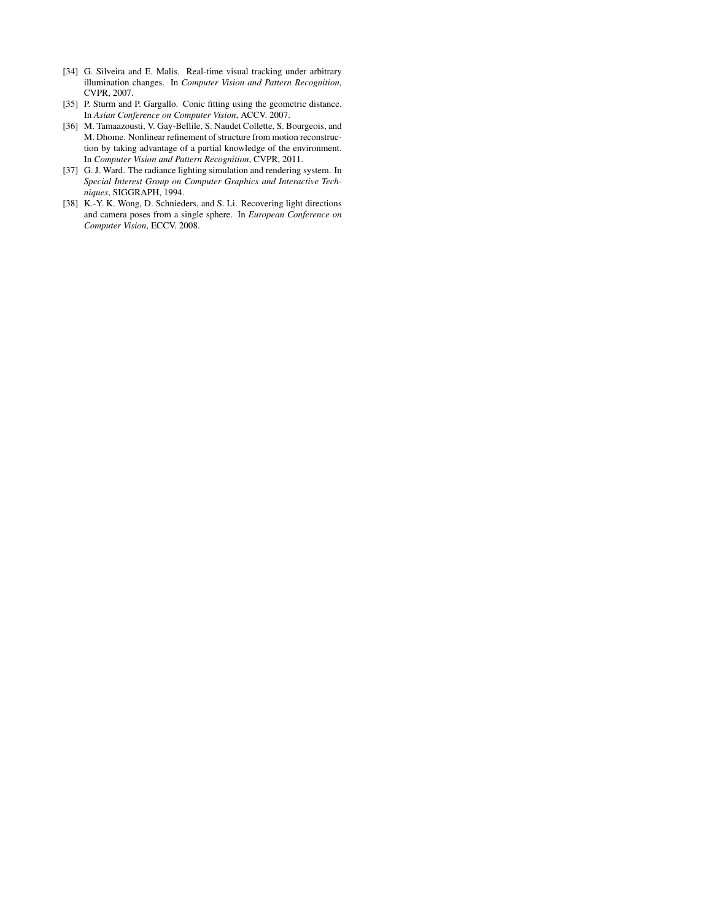[34] G. Silveira and E. Malis. Real-time visual tracking under arbitrary illumination changes. In *Computer Vision and Pattern Recognition*, CVPR, 2007.

[35] P. Sturm and P. Gargallo. Conic fitting using the geometric distance. In *Asian Conference on Computer Vision*, ACCV. 2007.

[36] M. Tamaazousti, V. Gay-Bellile, S. Naudet Collette, S. Bourgeois, and M. Dhome. Nonlinear refinement of structure from motion reconstruction by taking advantage of a partial knowledge of the environment. In *Computer Vision and Pattern Recognition*, CVPR, 2011.

[37] G. J. Ward. The radiance lighting simulation and rendering system. In *Special Interest Group on Computer Graphics and Interactive Techniques*, SIGGRAPH, 1994.

[38] K.-Y. K. Wong, D. Schnieders, and S. Li. Recovering light directions and camera poses from a single sphere. In *European Conference on Computer Vision*, ECCV. 2008.